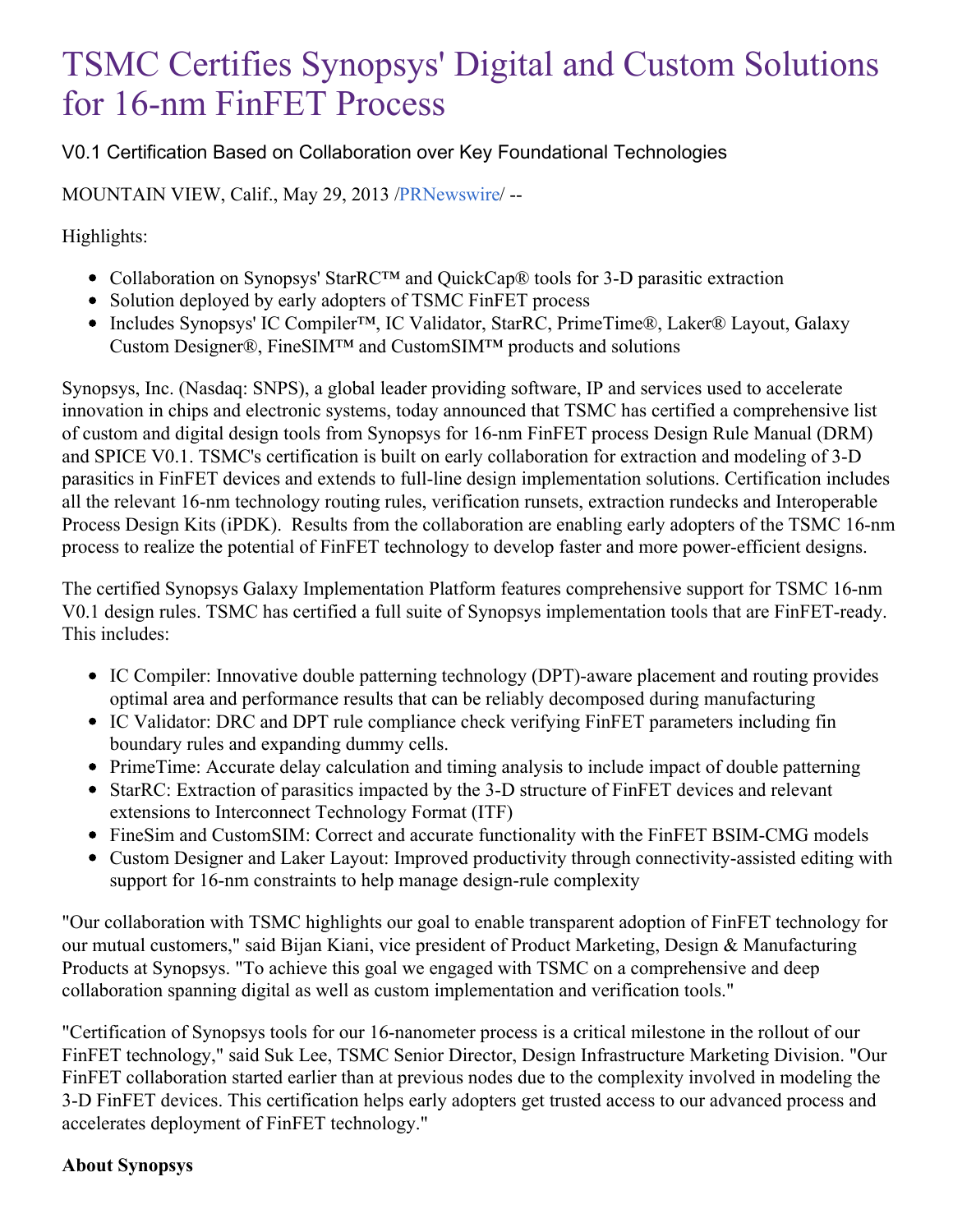# TSMC Certifies Synopsys' Digital and Custom Solutions for 16-nm FinFET Process

V0.1 Certification Based on Collaboration over Key Foundational Technologies

MOUNTAIN VIEW, Calif., May 29, 2013 /PRNewswire/ --

Highlights:

- Collaboration on Synopsys' StarRC™ and QuickCap® tools for 3-D parasitic extraction
- Solution deployed by early adopters of TSMC FinFET process
- Includes Synopsys' IC Compiler™, IC Validator, StarRC, PrimeTime®, Laker® Layout, Galaxy Custom Designer®, FineSIM™ and CustomSIM™ products and solutions

Synopsys, Inc. (Nasdaq: SNPS), a global leader providing software, IP and services used to accelerate innovation in chips and electronic systems, today announced that TSMC has certified a comprehensive list of custom and digital design tools from Synopsys for 16-nm FinFET process Design Rule Manual (DRM) and SPICE V0.1. TSMC's certification is built on early collaboration for extraction and modeling of 3-D parasitics in FinFET devices and extends to full-line design implementation solutions. Certification includes all the relevant 16-nm technology routing rules, verification runsets, extraction rundecks and Interoperable Process Design Kits (iPDK). Results from the collaboration are enabling early adopters of the TSMC 16-nm process to realize the potential of FinFET technology to develop faster and more power-efficient designs.

The certified Synopsys Galaxy Implementation Platform features comprehensive support for TSMC 16-nm V0.1 design rules. TSMC has certified a full suite of Synopsys implementation tools that are FinFET-ready. This includes:

- IC Compiler: Innovative double patterning technology (DPT)-aware placement and routing provides optimal area and performance results that can be reliably decomposed during manufacturing
- IC Validator: DRC and DPT rule compliance check verifying FinFET parameters including fin boundary rules and expanding dummy cells.
- PrimeTime: Accurate delay calculation and timing analysis to include impact of double patterning
- StarRC: Extraction of parasitics impacted by the 3-D structure of FinFET devices and relevant extensions to Interconnect Technology Format (ITF)
- FineSim and CustomSIM: Correct and accurate functionality with the FinFET BSIM-CMG models
- Custom Designer and Laker Layout: Improved productivity through connectivity-assisted editing with support for 16-nm constraints to help manage design-rule complexity

"Our collaboration with TSMC highlights our goal to enable transparent adoption of FinFET technology for our mutual customers," said Bijan Kiani, vice president of Product Marketing, Design & Manufacturing Products at Synopsys. "To achieve this goal we engaged with TSMC on a comprehensive and deep collaboration spanning digital as well as custom implementation and verification tools."

"Certification of Synopsys tools for our 16-nanometer process is a critical milestone in the rollout of our FinFET technology," said Suk Lee, TSMC Senior Director, Design Infrastructure Marketing Division. "Our FinFET collaboration started earlier than at previous nodes due to the complexity involved in modeling the 3-D FinFET devices. This certification helps early adopters get trusted access to our advanced process and accelerates deployment of FinFET technology."

**About Synopsys**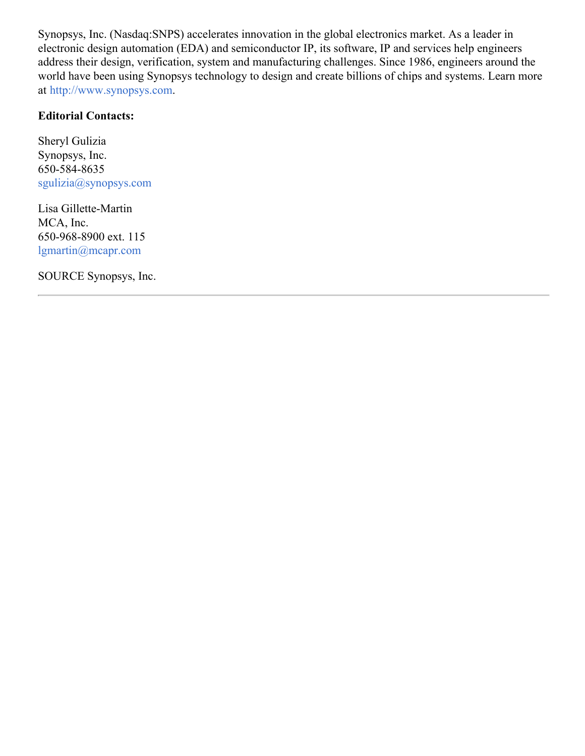Synopsys, Inc. (Nasdaq:SNPS) accelerates innovation in the global electronics market. As a leader in electronic design automation (EDA) and semiconductor IP, its software, IP and services help engineers address their design, verification, system and manufacturing challenges. Since 1986, engineers around the world have been using Synopsys technology to design and create billions of chips and systems. Learn more at http://www.synopsys.com.

**Editorial Contacts:**

Sheryl Gulizia
Synopsys, Inc.
650-584-8635
sgulizia@synopsys.com

Lisa Gillette-Martin
MCA, Inc.
650-968-8900 ext. 115
lgmartin@mcapr.com

SOURCE Synopsys, Inc.

---